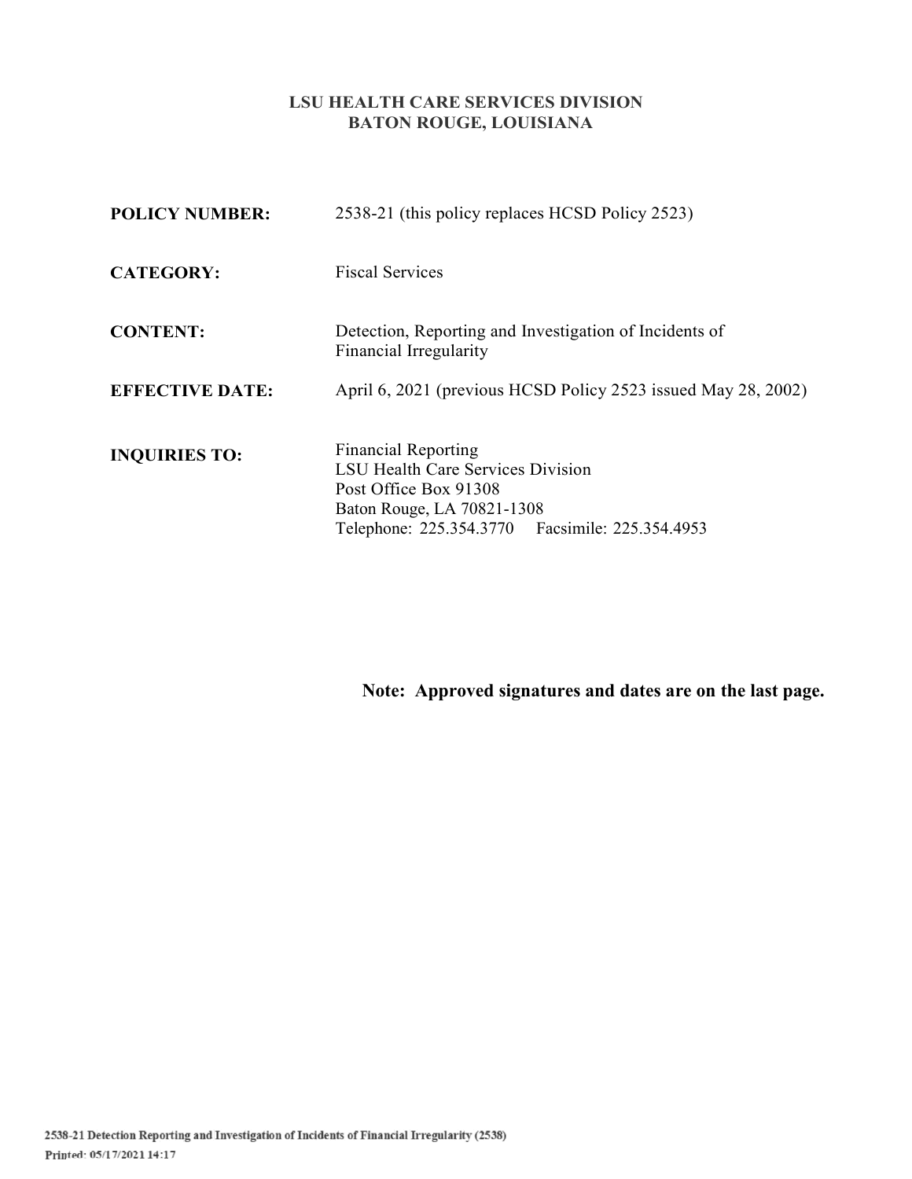**LSU HEALTH CARE SERVICES DIVISION**
**BATON ROUGE, LOUISIANA**

**POLICY NUMBER:** 2538-21 (this policy replaces HCSD Policy 2523)

**CATEGORY:** Fiscal Services

**CONTENT:** Detection, Reporting and Investigation of Incidents of Financial Irregularity

**EFFECTIVE DATE:** April 6, 2021 (previous HCSD Policy 2523 issued May 28, 2002)

**INQUIRIES TO:** Financial Reporting
LSU Health Care Services Division
Post Office Box 91308
Baton Rouge, LA 70821-1308
Telephone: 225.354.3770  Facsimile: 225.354.4953

**Note: Approved signatures and dates are on the last page.**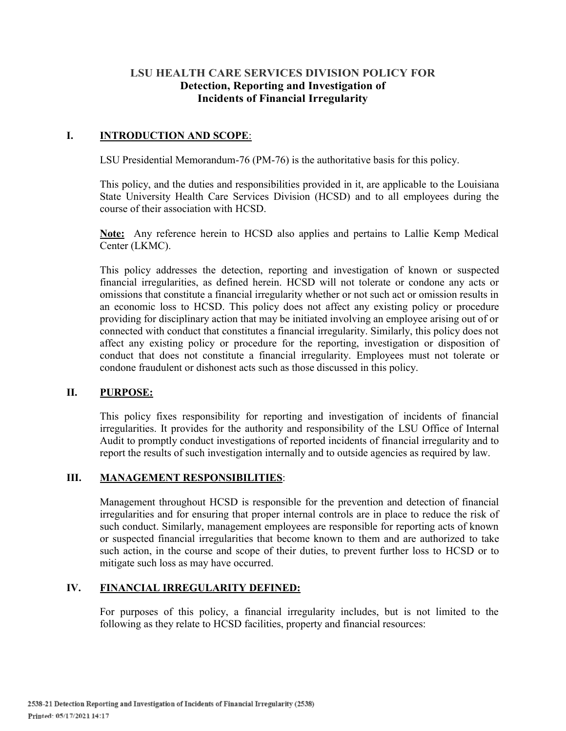# LSU HEALTH CARE SERVICES DIVISION POLICY FOR
## Detection, Reporting and Investigation of Incidents of Financial Irregularity

## I. INTRODUCTION AND SCOPE:

LSU Presidential Memorandum-76 (PM-76) is the authoritative basis for this policy.

This policy, and the duties and responsibilities provided in it, are applicable to the Louisiana State University Health Care Services Division (HCSD) and to all employees during the course of their association with HCSD.

**Note:** Any reference herein to HCSD also applies and pertains to Lallie Kemp Medical Center (LKMC).

This policy addresses the detection, reporting and investigation of known or suspected financial irregularities, as defined herein. HCSD will not tolerate or condone any acts or omissions that constitute a financial irregularity whether or not such act or omission results in an economic loss to HCSD. This policy does not affect any existing policy or procedure providing for disciplinary action that may be initiated involving an employee arising out of or connected with conduct that constitutes a financial irregularity. Similarly, this policy does not affect any existing policy or procedure for the reporting, investigation or disposition of conduct that does not constitute a financial irregularity. Employees must not tolerate or condone fraudulent or dishonest acts such as those discussed in this policy.

## II. PURPOSE:

This policy fixes responsibility for reporting and investigation of incidents of financial irregularities. It provides for the authority and responsibility of the LSU Office of Internal Audit to promptly conduct investigations of reported incidents of financial irregularity and to report the results of such investigation internally and to outside agencies as required by law.

## III. MANAGEMENT RESPONSIBILITIES:

Management throughout HCSD is responsible for the prevention and detection of financial irregularities and for ensuring that proper internal controls are in place to reduce the risk of such conduct. Similarly, management employees are responsible for reporting acts of known or suspected financial irregularities that become known to them and are authorized to take such action, in the course and scope of their duties, to prevent further loss to HCSD or to mitigate such loss as may have occurred.

## IV. FINANCIAL IRREGULARITY DEFINED:

For purposes of this policy, a financial irregularity includes, but is not limited to the following as they relate to HCSD facilities, property and financial resources: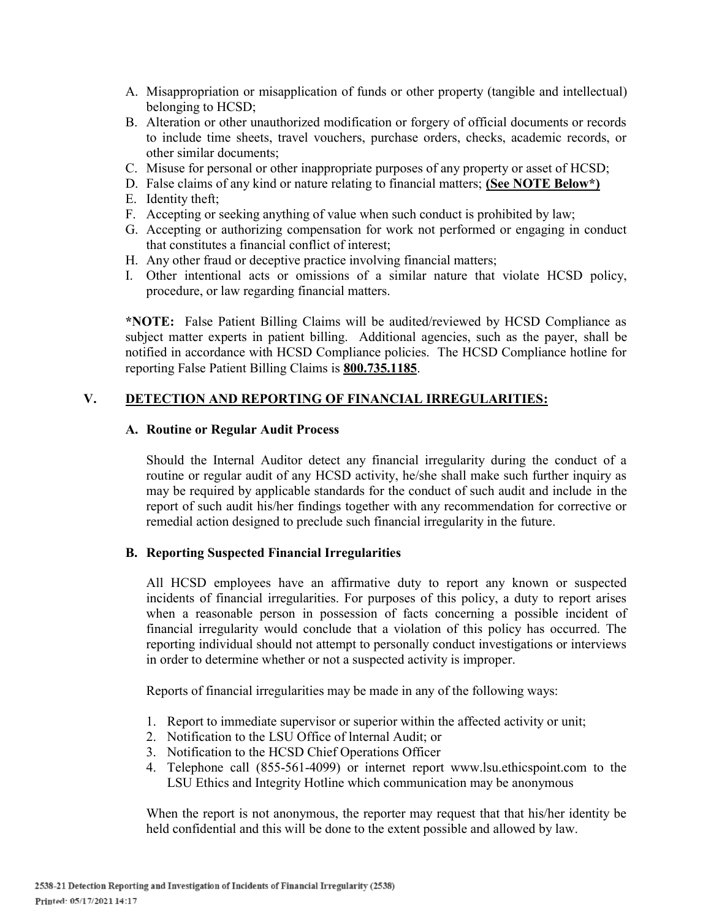A. Misappropriation or misapplication of funds or other property (tangible and intellectual) belonging to HCSD;
B. Alteration or other unauthorized modification or forgery of official documents or records to include time sheets, travel vouchers, purchase orders, checks, academic records, or other similar documents;
C. Misuse for personal or other inappropriate purposes of any property or asset of HCSD;
D. False claims of any kind or nature relating to financial matters; **(See NOTE Below*)**
E. Identity theft;
F. Accepting or seeking anything of value when such conduct is prohibited by law;
G. Accepting or authorizing compensation for work not performed or engaging in conduct that constitutes a financial conflict of interest;
H. Any other fraud or deceptive practice involving financial matters;
I. Other intentional acts or omissions of a similar nature that violate HCSD policy, procedure, or law regarding financial matters.

***NOTE:** False Patient Billing Claims will be audited/reviewed by HCSD Compliance as subject matter experts in patient billing. Additional agencies, such as the payer, shall be notified in accordance with HCSD Compliance policies. The HCSD Compliance hotline for reporting False Patient Billing Claims is **800.735.1185**.

## V. DETECTION AND REPORTING OF FINANCIAL IRREGULARITIES:

### A. Routine or Regular Audit Process

Should the Internal Auditor detect any financial irregularity during the conduct of a routine or regular audit of any HCSD activity, he/she shall make such further inquiry as may be required by applicable standards for the conduct of such audit and include in the report of such audit his/her findings together with any recommendation for corrective or remedial action designed to preclude such financial irregularity in the future.

### B. Reporting Suspected Financial Irregularities

All HCSD employees have an affirmative duty to report any known or suspected incidents of financial irregularities. For purposes of this policy, a duty to report arises when a reasonable person in possession of facts concerning a possible incident of financial irregularity would conclude that a violation of this policy has occurred. The reporting individual should not attempt to personally conduct investigations or interviews in order to determine whether or not a suspected activity is improper.

Reports of financial irregularities may be made in any of the following ways:

1. Report to immediate supervisor or superior within the affected activity or unit;
2. Notification to the LSU Office of lnternal Audit; or
3. Notification to the HCSD Chief Operations Officer
4. Telephone call (855-561-4099) or internet report www.lsu.ethicspoint.com to the LSU Ethics and Integrity Hotline which communication may be anonymous

When the report is not anonymous, the reporter may request that that his/her identity be held confidential and this will be done to the extent possible and allowed by law.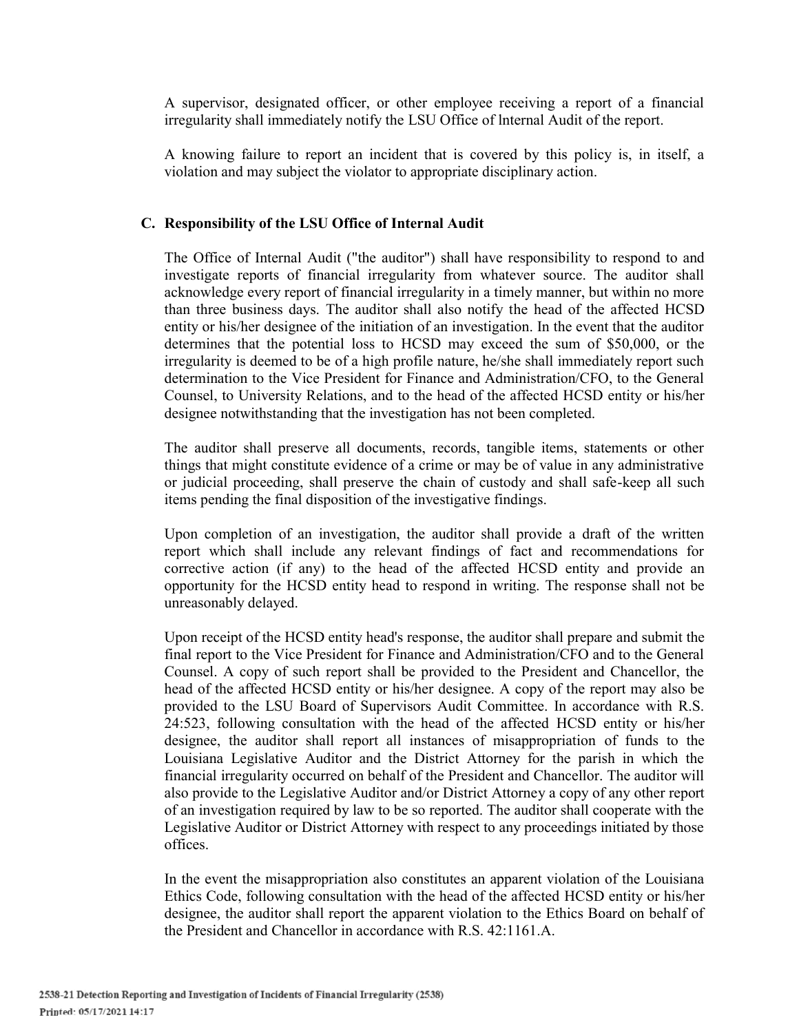A supervisor, designated officer, or other employee receiving a report of a financial irregularity shall immediately notify the LSU Office of lnternal Audit of the report.

A knowing failure to report an incident that is covered by this policy is, in itself, a violation and may subject the violator to appropriate disciplinary action.

### C. Responsibility of the LSU Office of Internal Audit

The Office of Internal Audit ("the auditor") shall have responsibility to respond to and investigate reports of financial irregularity from whatever source. The auditor shall acknowledge every report of financial irregularity in a timely manner, but within no more than three business days. The auditor shall also notify the head of the affected HCSD entity or his/her designee of the initiation of an investigation. In the event that the auditor determines that the potential loss to HCSD may exceed the sum of $50,000, or the irregularity is deemed to be of a high profile nature, he/she shall immediately report such determination to the Vice President for Finance and Administration/CFO, to the General Counsel, to University Relations, and to the head of the affected HCSD entity or his/her designee notwithstanding that the investigation has not been completed.

The auditor shall preserve all documents, records, tangible items, statements or other things that might constitute evidence of a crime or may be of value in any administrative or judicial proceeding, shall preserve the chain of custody and shall safe-keep all such items pending the final disposition of the investigative findings.

Upon completion of an investigation, the auditor shall provide a draft of the written report which shall include any relevant findings of fact and recommendations for corrective action (if any) to the head of the affected HCSD entity and provide an opportunity for the HCSD entity head to respond in writing. The response shall not be unreasonably delayed.

Upon receipt of the HCSD entity head's response, the auditor shall prepare and submit the final report to the Vice President for Finance and Administration/CFO and to the General Counsel. A copy of such report shall be provided to the President and Chancellor, the head of the affected HCSD entity or his/her designee. A copy of the report may also be provided to the LSU Board of Supervisors Audit Committee. In accordance with R.S. 24:523, following consultation with the head of the affected HCSD entity or his/her designee, the auditor shall report all instances of misappropriation of funds to the Louisiana Legislative Auditor and the District Attorney for the parish in which the financial irregularity occurred on behalf of the President and Chancellor. The auditor will also provide to the Legislative Auditor and/or District Attorney a copy of any other report of an investigation required by law to be so reported. The auditor shall cooperate with the Legislative Auditor or District Attorney with respect to any proceedings initiated by those offices.

In the event the misappropriation also constitutes an apparent violation of the Louisiana Ethics Code, following consultation with the head of the affected HCSD entity or his/her designee, the auditor shall report the apparent violation to the Ethics Board on behalf of the President and Chancellor in accordance with R.S. 42:1161.A.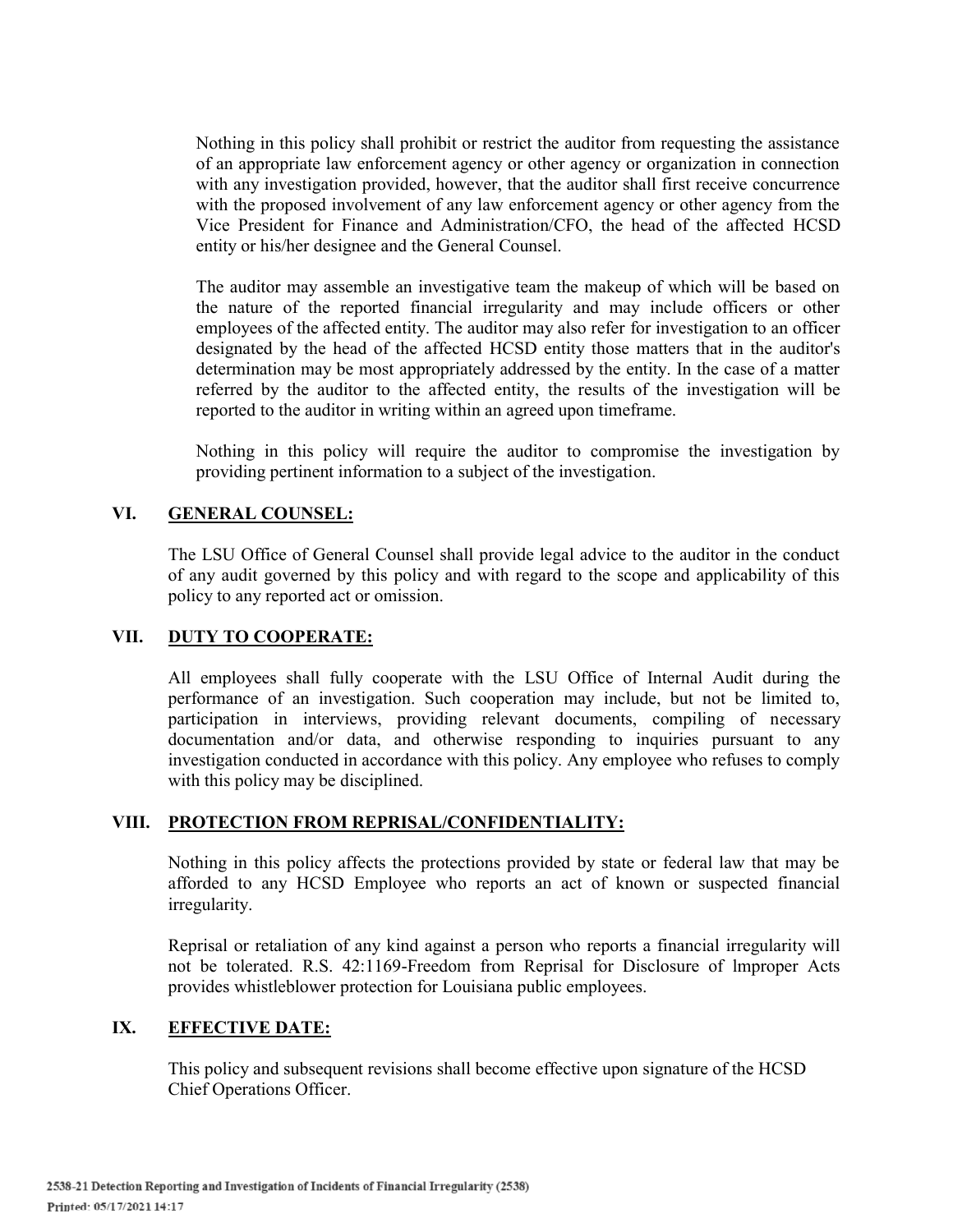Nothing in this policy shall prohibit or restrict the auditor from requesting the assistance of an appropriate law enforcement agency or other agency or organization in connection with any investigation provided, however, that the auditor shall first receive concurrence with the proposed involvement of any law enforcement agency or other agency from the Vice President for Finance and Administration/CFO, the head of the affected HCSD entity or his/her designee and the General Counsel.

The auditor may assemble an investigative team the makeup of which will be based on the nature of the reported financial irregularity and may include officers or other employees of the affected entity. The auditor may also refer for investigation to an officer designated by the head of the affected HCSD entity those matters that in the auditor's determination may be most appropriately addressed by the entity. In the case of a matter referred by the auditor to the affected entity, the results of the investigation will be reported to the auditor in writing within an agreed upon timeframe.

Nothing in this policy will require the auditor to compromise the investigation by providing pertinent information to a subject of the investigation.

## VI. GENERAL COUNSEL:

The LSU Office of General Counsel shall provide legal advice to the auditor in the conduct of any audit governed by this policy and with regard to the scope and applicability of this policy to any reported act or omission.

## VII. DUTY TO COOPERATE:

All employees shall fully cooperate with the LSU Office of Internal Audit during the performance of an investigation. Such cooperation may include, but not be limited to, participation in interviews, providing relevant documents, compiling of necessary documentation and/or data, and otherwise responding to inquiries pursuant to any investigation conducted in accordance with this policy. Any employee who refuses to comply with this policy may be disciplined.

## VIII. PROTECTION FROM REPRISAL/CONFIDENTIALITY:

Nothing in this policy affects the protections provided by state or federal law that may be afforded to any HCSD Employee who reports an act of known or suspected financial irregularity.

Reprisal or retaliation of any kind against a person who reports a financial irregularity will not be tolerated. R.S. 42:1169-Freedom from Reprisal for Disclosure of lmproper Acts provides whistleblower protection for Louisiana public employees.

## IX. EFFECTIVE DATE:

This policy and subsequent revisions shall become effective upon signature of the HCSD Chief Operations Officer.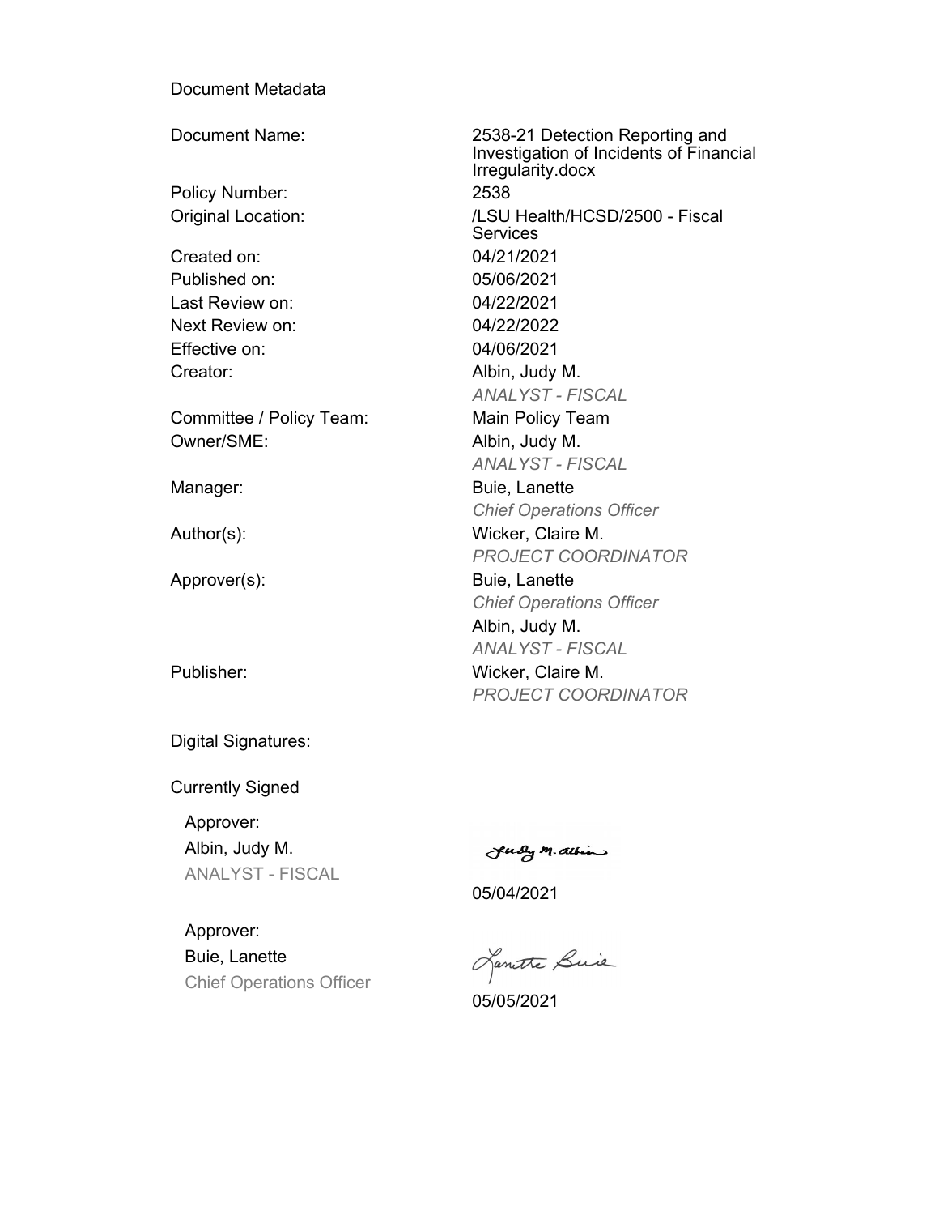Document Metadata

| | |
|---|---|
| Document Name: | 2538-21 Detection Reporting and Investigation of Incidents of Financial Irregularity.docx |
| Policy Number: | 2538 |
| Original Location: | /LSU Health/HCSD/2500 - Fiscal Services |
| Created on: | 04/21/2021 |
| Published on: | 05/06/2021 |
| Last Review on: | 04/22/2021 |
| Next Review on: | 04/22/2022 |
| Effective on: | 04/06/2021 |
| Creator: | Albin, Judy M.<br>*ANALYST - FISCAL* |
| Committee / Policy Team: | Main Policy Team |
| Owner/SME: | Albin, Judy M.<br>*ANALYST - FISCAL* |
| Manager: | Buie, Lanette<br>*Chief Operations Officer* |
| Author(s): | Wicker, Claire M.<br>*PROJECT COORDINATOR* |
| Approver(s): | Buie, Lanette<br>*Chief Operations Officer*<br>Albin, Judy M.<br>*ANALYST - FISCAL* |
| Publisher: | Wicker, Claire M.<br>*PROJECT COORDINATOR* |

Digital Signatures:

Currently Signed

| | |
|---|---|
| Approver:<br>Albin, Judy M.<br>ANALYST - FISCAL | Judy M. Albin<br>05/04/2021 |
| Approver:<br>Buie, Lanette<br>Chief Operations Officer | Lanette Buie<br>05/05/2021 |